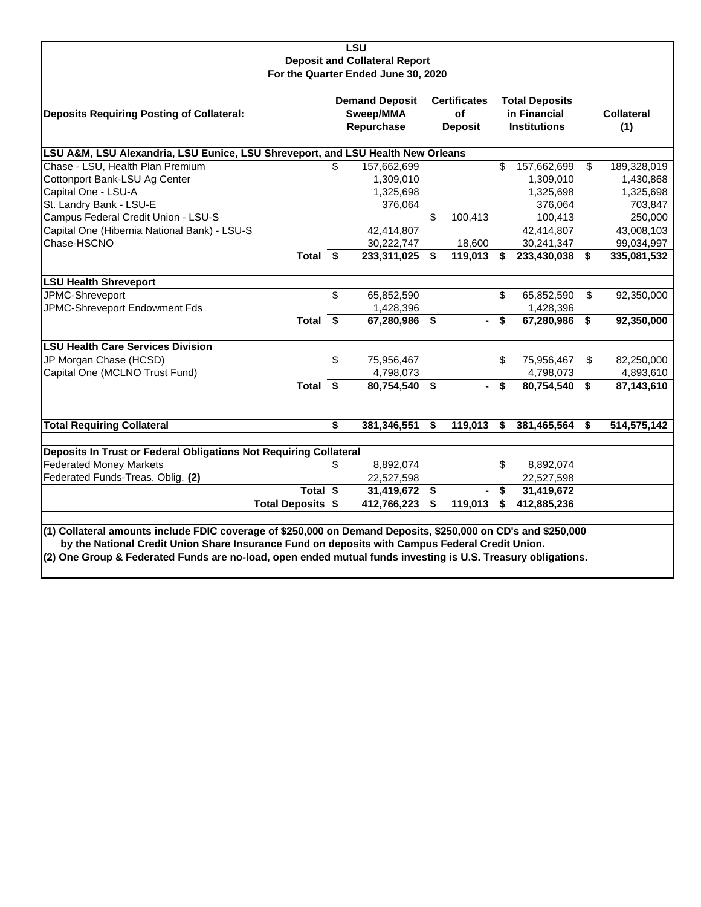# LSU
## Deposit and Collateral Report
### For the Quarter Ended June 30, 2020

| Deposits Requiring Posting of Collateral: | Demand Deposit Sweep/MMA Repurchase | Certificates of Deposit | Total Deposits in Financial Institutions | Collateral (1) |
|---|---|---|---|---|
| **LSU A&M, LSU Alexandria, LSU Eunice, LSU Shreveport, and LSU Health New Orleans** | | | | |
| Chase - LSU, Health Plan Premium | $ 157,662,699 | | $ 157,662,699 | $ 189,328,019 |
| Cottonport Bank-LSU Ag Center | 1,309,010 | | 1,309,010 | 1,430,868 |
| Capital One - LSU-A | 1,325,698 | | 1,325,698 | 1,325,698 |
| St. Landry Bank - LSU-E | 376,064 | | 376,064 | 703,847 |
| Campus Federal Credit Union - LSU-S | | $ 100,413 | 100,413 | 250,000 |
| Capital One (Hibernia National Bank) - LSU-S | 42,414,807 | | 42,414,807 | 43,008,103 |
| Chase-HSCNO | 30,222,747 | 18,600 | 30,241,347 | 99,034,997 |
| **Total** | **$ 233,311,025** | **$ 119,013** | **$ 233,430,038** | **$ 335,081,532** |
| **LSU Health Shreveport** | | | | |
| JPMC-Shreveport | $ 65,852,590 | | $ 65,852,590 | $ 92,350,000 |
| JPMC-Shreveport Endowment Fds | 1,428,396 | | 1,428,396 | |
| **Total** | **$ 67,280,986** | **$ -** | **$ 67,280,986** | **$ 92,350,000** |
| **LSU Health Care Services Division** | | | | |
| JP Morgan Chase (HCSD) | $ 75,956,467 | | $ 75,956,467 | $ 82,250,000 |
| Capital One (MCLNO Trust Fund) | 4,798,073 | | 4,798,073 | 4,893,610 |
| **Total** | **$ 80,754,540** | **$ -** | **$ 80,754,540** | **$ 87,143,610** |
| **Total Requiring Collateral** | **$ 381,346,551** | **$ 119,013** | **$ 381,465,564** | **$ 514,575,142** |
| **Deposits In Trust or Federal Obligations Not Requiring Collateral** | | | | |
| Federated Money Markets | $ 8,892,074 | | $ 8,892,074 | |
| Federated Funds-Treas. Oblig. **(2)** | 22,527,598 | | 22,527,598 | |
| **Total** | **$ 31,419,672** | **$ -** | **$ 31,419,672** | |
| **Total Deposits** | **$ 412,766,223** | **$ 119,013** | **$ 412,885,236** | |

**(1) Collateral amounts include FDIC coverage of $250,000 on Demand Deposits, $250,000 on CD's and $250,000 by the National Credit Union Share Insurance Fund on deposits with Campus Federal Credit Union.**

**(2) One Group & Federated Funds are no-load, open ended mutual funds investing is U.S. Treasury obligations.**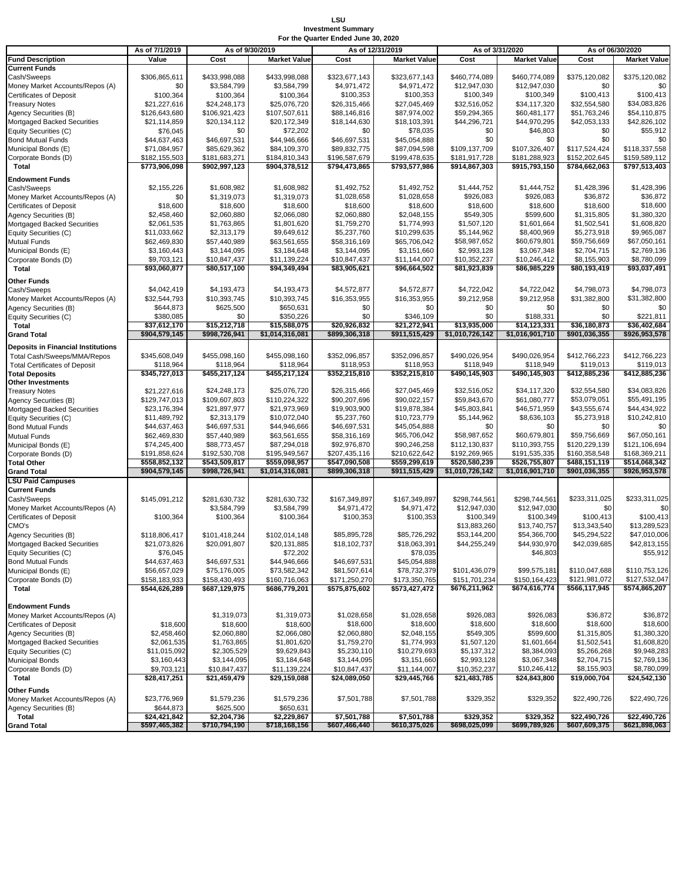# LSU
## Investment Summary
### For the Quarter Ended June 30, 2020

| Fund Description | As of 7/1/2019 Value | As of 9/30/2019 Cost | As of 9/30/2019 Market Value | As of 12/31/2019 Cost | As of 12/31/2019 Market Value | As of 3/31/2020 Cost | As of 3/31/2020 Market Value | As of 06/30/2020 Cost | As of 06/30/2020 Market Value |
|---|---|---|---|---|---|---|---|---|---|
| **Current Funds** | | | | | | | | | |
| Cash/Sweeps | $306,865,611 | $433,998,088 | $433,998,088 | $323,677,143 | $323,677,143 | $460,774,089 | $460,774,089 | $375,120,082 | $375,120,082 |
| Money Market Accounts/Repos (A) | $0 | $3,584,799 | $3,584,799 | $4,971,472 | $4,971,472 | $12,947,030 | $12,947,030 | $0 | $0 |
| Certificates of Deposit | $100,364 | $100,364 | $100,364 | $100,353 | $100,353 | $100,349 | $100,349 | $100,413 | $100,413 |
| Treasury Notes | $21,227,616 | $24,248,173 | $25,076,720 | $26,315,466 | $27,045,469 | $32,516,052 | $34,117,320 | $32,554,580 | $34,083,826 |
| Agency Securities (B) | $126,643,680 | $106,921,423 | $107,507,611 | $88,146,816 | $87,974,002 | $59,294,365 | $60,481,177 | $51,763,246 | $54,110,875 |
| Mortgaged Backed Securities | $21,114,859 | $20,134,112 | $20,172,349 | $18,144,630 | $18,103,391 | $44,296,721 | $44,970,295 | $42,053,133 | $42,826,102 |
| Equity Securities (C) | $76,045 | $0 | $72,202 | $0 | $78,035 | $0 | $46,803 | $0 | $55,912 |
| Bond Mutual Funds | $44,637,463 | $46,697,531 | $44,946,666 | $46,697,531 | $45,054,888 | $0 | $0 | $0 | $0 |
| Municipal Bonds (E) | $71,084,957 | $85,629,362 | $84,109,370 | $89,832,775 | $87,094,598 | $109,137,709 | $107,326,407 | $117,524,424 | $118,337,558 |
| Corporate Bonds (D) | $182,155,503 | $181,683,271 | $184,810,343 | $196,587,679 | $199,478,635 | $181,917,728 | $181,288,923 | $152,202,645 | $159,589,112 |
| **Total** | $773,906,098 | $902,997,123 | $904,378,512 | $794,473,865 | $793,577,986 | $914,867,303 | $915,793,150 | $784,662,063 | $797,513,403 |
| **Endowment Funds** | | | | | | | | | |
| Cash/Sweeps | $2,155,226 | $1,608,982 | $1,608,982 | $1,492,752 | $1,492,752 | $1,444,752 | $1,444,752 | $1,428,396 | $1,428,396 |
| Money Market Accounts/Repos (A) | $0 | $1,319,073 | $1,319,073 | $1,028,658 | $1,028,658 | $926,083 | $926,083 | $36,872 | $36,872 |
| Certificates of Deposit | $18,600 | $18,600 | $18,600 | $18,600 | $18,600 | $18,600 | $18,600 | $18,600 | $18,600 |
| Agency Securities (B) | $2,458,460 | $2,060,880 | $2,066,080 | $2,060,880 | $2,048,155 | $549,305 | $599,600 | $1,315,805 | $1,380,320 |
| Mortgaged Backed Securities | $2,061,535 | $1,763,865 | $1,801,620 | $1,759,270 | $1,774,993 | $1,507,120 | $1,601,664 | $1,502,541 | $1,608,820 |
| Equity Securities (C) | $11,033,662 | $2,313,179 | $9,649,612 | $5,237,760 | $10,299,635 | $5,144,962 | $8,400,969 | $5,273,918 | $9,965,087 |
| Mutual Funds | $62,469,830 | $57,440,989 | $63,561,655 | $58,316,169 | $65,706,042 | $58,987,652 | $60,679,801 | $59,756,669 | $67,050,161 |
| Municipal Bonds (E) | $3,160,443 | $3,144,095 | $3,184,648 | $3,144,095 | $3,151,660 | $2,993,128 | $3,067,348 | $2,704,715 | $2,769,136 |
| Corporate Bonds (D) | $9,703,121 | $10,847,437 | $11,139,224 | $10,847,437 | $11,144,007 | $10,352,237 | $10,246,412 | $8,155,903 | $8,780,099 |
| **Total** | $93,060,877 | $80,517,100 | $94,349,494 | $83,905,621 | $96,664,502 | $81,923,839 | $86,985,229 | $80,193,419 | $93,037,491 |
| **Other Funds** | | | | | | | | | |
| Cash/Sweeps | $4,042,419 | $4,193,473 | $4,193,473 | $4,572,877 | $4,572,877 | $4,722,042 | $4,722,042 | $4,798,073 | $4,798,073 |
| Money Market Accounts/Repos (A) | $32,544,793 | $10,393,745 | $10,393,745 | $16,353,955 | $16,353,955 | $9,212,958 | $9,212,958 | $31,382,800 | $31,382,800 |
| Agency Securities (B) | $644,873 | $625,500 | $650,631 | $0 | $0 | $0 | $0 | $0 | $0 |
| Equity Securities (C) | $380,085 | $0 | $350,226 | $0 | $346,109 | $0 | $188,331 | $0 | $221,811 |
| **Total** | $37,612,170 | $15,212,718 | $15,588,075 | $20,926,832 | $21,272,941 | $13,935,000 | $14,123,331 | $36,180,873 | $36,402,684 |
| **Grand Total** | $904,579,145 | $998,726,941 | $1,014,316,081 | $899,306,318 | $911,515,429 | $1,010,726,142 | $1,016,901,710 | $901,036,355 | $926,953,578 |
| **Deposits in Financial Institutions** | | | | | | | | | |
| Total Cash/Sweeps/MMA/Repos | $345,608,049 | $455,098,160 | $455,098,160 | $352,096,857 | $352,096,857 | $490,026,954 | $490,026,954 | $412,766,223 | $412,766,223 |
| Total Certificates of Deposit | $118,964 | $118,964 | $118,964 | $118,953 | $118,953 | $118,949 | $118,949 | $119,013 | $119,013 |
| **Total Deposits** | $345,727,013 | $455,217,124 | $455,217,124 | $352,215,810 | $352,215,810 | $490,145,903 | $490,145,903 | $412,885,236 | $412,885,236 |
| **Other Investments** | | | | | | | | | |
| Treasury Notes | $21,227,616 | $24,248,173 | $25,076,720 | $26,315,466 | $27,045,469 | $32,516,052 | $34,117,320 | $32,554,580 | $34,083,826 |
| Agency Securities (B) | $129,747,013 | $109,607,803 | $110,224,322 | $90,207,696 | $90,022,157 | $59,843,670 | $61,080,777 | $53,079,051 | $55,491,195 |
| Mortgaged Backed Securities | $23,176,394 | $21,897,977 | $21,973,969 | $19,903,900 | $19,878,384 | $45,803,841 | $46,571,959 | $43,555,674 | $44,434,922 |
| Equity Securities (C) | $11,489,792 | $2,313,179 | $10,072,040 | $5,237,760 | $10,723,779 | $5,144,962 | $8,636,103 | $5,273,918 | $10,242,810 |
| Bond Mutual Funds | $44,637,463 | $46,697,531 | $44,946,666 | $46,697,531 | $45,054,888 | $0 | $0 | $0 | $0 |
| Mutual Funds | $62,469,830 | $57,440,989 | $63,561,655 | $58,316,169 | $65,706,042 | $58,987,652 | $60,679,801 | $59,756,669 | $67,050,161 |
| Municipal Bonds (E) | $74,245,400 | $88,773,457 | $87,294,018 | $92,976,870 | $90,246,258 | $112,130,837 | $110,393,755 | $120,229,139 | $121,106,694 |
| Corporate Bonds (D) | $191,858,624 | $192,530,708 | $195,949,567 | $207,435,116 | $210,622,642 | $192,269,965 | $191,535,335 | $160,358,548 | $168,369,211 |
| **Total Other** | $558,852,132 | $543,509,817 | $559,098,957 | $547,090,508 | $559,299,619 | $520,580,239 | $526,755,807 | $488,151,119 | $514,068,342 |
| **Grand Total** | $904,579,145 | $998,726,941 | $1,014,316,081 | $899,306,318 | $911,515,429 | $1,010,726,142 | $1,016,901,710 | $901,036,355 | $926,953,578 |
| **LSU Paid Campuses** | | | | | | | | | |
| **Current Funds** | | | | | | | | | |
| Cash/Sweeps | $145,091,212 | $281,630,732 | $281,630,732 | $167,349,897 | $167,349,897 | $298,744,561 | $298,744,561 | $233,311,025 | $233,311,025 |
| Money Market Accounts/Repos (A) | | $3,584,799 | $3,584,799 | $4,971,472 | $4,971,472 | $12,947,030 | $12,947,030 | $0 | $0 |
| Certificates of Deposit | $100,364 | $100,364 | $100,364 | $100,353 | $100,353 | $100,349 | $100,349 | $100,413 | $100,413 |
| CMO's | | | | | | $13,883,260 | $13,740,757 | $13,343,540 | $13,289,523 |
| Agency Securities (B) | $118,806,417 | $101,418,244 | $102,014,148 | $85,895,728 | $85,726,292 | $53,144,200 | $54,366,700 | $45,294,522 | $47,010,006 |
| Mortgaged Backed Securities | $21,073,826 | $20,091,807 | $20,131,885 | $18,102,737 | $18,063,391 | $44,255,249 | $44,930,970 | $42,039,685 | $42,813,155 |
| Equity Securities (C) | $76,045 | | $72,202 | | $78,035 | | $46,803 | | $55,912 |
| Bond Mutual Funds | $44,637,463 | $46,697,531 | $44,946,666 | $46,697,531 | $45,054,888 | | | | |
| Municipal Bonds (E) | $56,657,029 | $75,176,005 | $73,582,342 | $81,507,614 | $78,732,379 | $101,436,079 | $99,575,181 | $110,047,688 | $110,753,126 |
| Corporate Bonds (D) | $158,183,933 | $158,430,493 | $160,716,063 | $171,250,270 | $173,350,765 | $151,701,234 | $150,164,423 | $121,981,072 | $127,532,047 |
| **Total** | $544,626,289 | $687,129,975 | $686,779,201 | $575,875,602 | $573,427,472 | $676,211,962 | $674,616,774 | $566,117,945 | $574,865,207 |
| **Endowment Funds** | | | | | | | | | |
| Money Market Accounts/Repos (A) | | $1,319,073 | $1,319,073 | $1,028,658 | $1,028,658 | $926,083 | $926,083 | $36,872 | $36,872 |
| Certificates of Deposit | $18,600 | $18,600 | $18,600 | $18,600 | $18,600 | $18,600 | $18,600 | $18,600 | $18,600 |
| Agency Securities (B) | $2,458,460 | $2,060,880 | $2,066,080 | $2,060,880 | $2,048,155 | $549,305 | $599,600 | $1,315,805 | $1,380,320 |
| Mortgaged Backed Securities | $2,061,535 | $1,763,865 | $1,801,620 | $1,759,270 | $1,774,993 | $1,507,120 | $1,601,664 | $1,502,541 | $1,608,820 |
| Equity Securities (C) | $11,015,092 | $2,305,529 | $9,629,843 | $5,230,110 | $10,279,693 | $5,137,312 | $8,384,093 | $5,266,268 | $9,948,283 |
| Municipal Bonds | $3,160,443 | $3,144,095 | $3,184,648 | $3,144,095 | $3,151,660 | $2,993,128 | $3,067,348 | $2,704,715 | $2,769,136 |
| Corporate Bonds (D) | $9,703,121 | $10,847,437 | $11,139,224 | $10,847,437 | $11,144,007 | $10,352,237 | $10,246,412 | $8,155,903 | $8,780,099 |
| **Total** | $28,417,251 | $21,459,479 | $29,159,088 | $24,089,050 | $29,445,766 | $21,483,785 | $24,843,800 | $19,000,704 | $24,542,130 |
| **Other Funds** | | | | | | | | | |
| Money Market Accounts/Repos (A) | $23,776,969 | $1,579,236 | $1,579,236 | $7,501,788 | $7,501,788 | $329,352 | $329,352 | $22,490,726 | $22,490,726 |
| Agency Securities (B) | $644,873 | $625,500 | $650,631 | | | | | | |
| **Total** | $24,421,842 | $2,204,736 | $2,229,867 | $7,501,788 | $7,501,788 | $329,352 | $329,352 | $22,490,726 | $22,490,726 |
| **Grand Total** | $597,465,382 | $710,794,190 | $718,168,156 | $607,466,440 | $610,375,026 | $698,025,099 | $699,789,926 | $607,609,375 | $621,898,063 |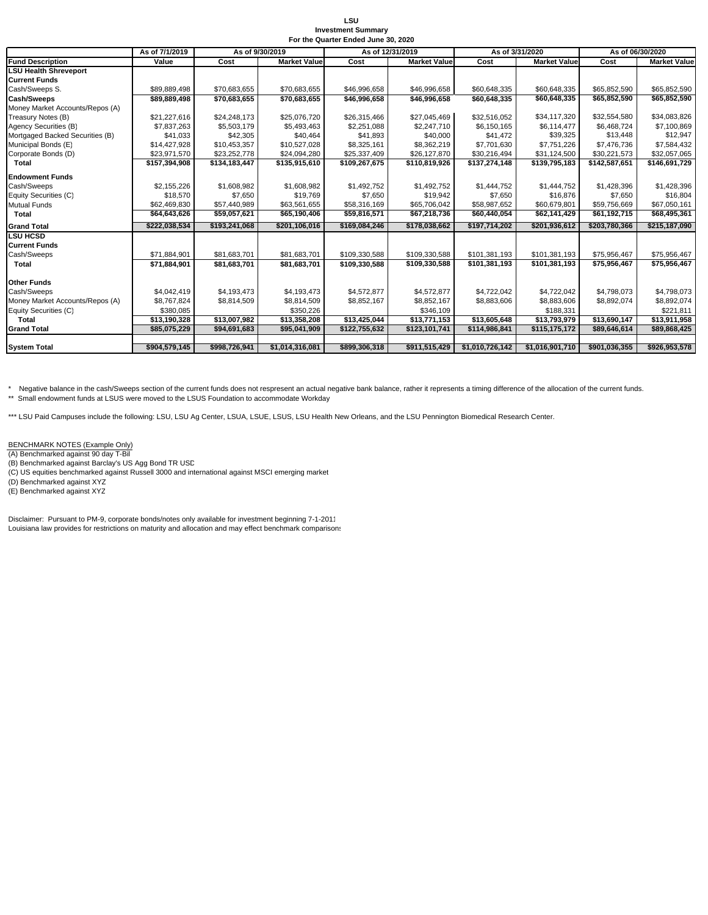**LSU**
**Investment Summary**
**For the Quarter Ended June 30, 2020**

| | As of 7/1/2019 | As of 9/30/2019 | | As of 12/31/2019 | | As of 3/31/2020 | | As of 06/30/2020 | |
|---|---|---|---|---|---|---|---|---|---|
| **Fund Description** | **Value** | **Cost** | **Market Value** | **Cost** | **Market Value** | **Cost** | **Market Value** | **Cost** | **Market Value** |
| **LSU Health Shreveport** | | | | | | | | | |
| **Current Funds** | | | | | | | | | |
| Cash/Sweeps S. | $89,889,498 | $70,683,655 | $70,683,655 | $46,996,658 | $46,996,658 | $60,648,335 | $60,648,335 | $65,852,590 | $65,852,590 |
| **Cash/Sweeps** | **$89,889,498** | **$70,683,655** | **$70,683,655** | **$46,996,658** | **$46,996,658** | **$60,648,335** | **$60,648,335** | **$65,852,590** | **$65,852,590** |
| Money Market Accounts/Repos (A) | | | | | | | | | |
| Treasury Notes (B) | $21,227,616 | $24,248,173 | $25,076,720 | $26,315,466 | $27,045,469 | $32,516,052 | $34,117,320 | $32,554,580 | $34,083,826 |
| Agency Securities (B) | $7,837,263 | $5,503,179 | $5,493,463 | $2,251,088 | $2,247,710 | $6,150,165 | $6,114,477 | $6,468,724 | $7,100,869 |
| Mortgaged Backed Securities (B) | $41,033 | $42,305 | $40,464 | $41,893 | $40,000 | $41,472 | $39,325 | $13,448 | $12,947 |
| Municipal Bonds (E) | $14,427,928 | $10,453,357 | $10,527,028 | $8,325,161 | $8,362,219 | $7,701,630 | $7,751,226 | $7,476,736 | $7,584,432 |
| Corporate Bonds (D) | $23,971,570 | $23,252,778 | $24,094,280 | $25,337,409 | $26,127,870 | $30,216,494 | $31,124,500 | $30,221,573 | $32,057,065 |
| **Total** | **$157,394,908** | **$134,183,447** | **$135,915,610** | **$109,267,675** | **$110,819,926** | **$137,274,148** | **$139,795,183** | **$142,587,651** | **$146,691,729** |
| **Endowment Funds** | | | | | | | | | |
| Cash/Sweeps | $2,155,226 | $1,608,982 | $1,608,982 | $1,492,752 | $1,492,752 | $1,444,752 | $1,444,752 | $1,428,396 | $1,428,396 |
| Equity Securities (C) | $18,570 | $7,650 | $19,769 | $7,650 | $19,942 | $7,650 | $16,876 | $7,650 | $16,804 |
| Mutual Funds | $62,469,830 | $57,440,989 | $63,561,655 | $58,316,169 | $65,706,042 | $58,987,652 | $60,679,801 | $59,756,669 | $67,050,161 |
| **Total** | **$64,643,626** | **$59,057,621** | **$65,190,406** | **$59,816,571** | **$67,218,736** | **$60,440,054** | **$62,141,429** | **$61,192,715** | **$68,495,361** |
| **Grand Total** | **$222,038,534** | **$193,241,068** | **$201,106,016** | **$169,084,246** | **$178,038,662** | **$197,714,202** | **$201,936,612** | **$203,780,366** | **$215,187,090** |
| **LSU HCSD** | | | | | | | | | |
| **Current Funds** | | | | | | | | | |
| Cash/Sweeps | $71,884,901 | $81,683,701 | $81,683,701 | $109,330,588 | $109,330,588 | $101,381,193 | $101,381,193 | $75,956,467 | $75,956,467 |
| **Total** | **$71,884,901** | **$81,683,701** | **$81,683,701** | **$109,330,588** | **$109,330,588** | **$101,381,193** | **$101,381,193** | **$75,956,467** | **$75,956,467** |
| **Other Funds** | | | | | | | | | |
| Cash/Sweeps | $4,042,419 | $4,193,473 | $4,193,473 | $4,572,877 | $4,572,877 | $4,722,042 | $4,722,042 | $4,798,073 | $4,798,073 |
| Money Market Accounts/Repos (A) | $8,767,824 | $8,814,509 | $8,814,509 | $8,852,167 | $8,852,167 | $8,883,606 | $8,883,606 | $8,892,074 | $8,892,074 |
| Equity Securities (C) | $380,085 | | $350,226 | | $346,109 | | $188,331 | | $221,811 |
| **Total** | **$13,190,328** | **$13,007,982** | **$13,358,208** | **$13,425,044** | **$13,771,153** | **$13,605,648** | **$13,793,979** | **$13,690,147** | **$13,911,958** |
| **Grand Total** | **$85,075,229** | **$94,691,683** | **$95,041,909** | **$122,755,632** | **$123,101,741** | **$114,986,841** | **$115,175,172** | **$89,646,614** | **$89,868,425** |
| **System Total** | **$904,579,145** | **$998,726,941** | **$1,014,316,081** | **$899,306,318** | **$911,515,429** | **$1,010,726,142** | **$1,016,901,710** | **$901,036,355** | **$926,953,578** |

\* Negative balance in the cash/Sweeps section of the current funds does not respresent an actual negative bank balance, rather it represents a timing difference of the allocation of the current funds.
** Small endowment funds at LSUS were moved to the LSUS Foundation to accommodate Workday

*** LSU Paid Campuses include the following: LSU, LSU Ag Center, LSUA, LSUE, LSUS, LSU Health New Orleans, and the LSU Pennington Biomedical Research Center.

BENCHMARK NOTES (Example Only)
(A) Benchmarked against 90 day T-Bil
(B) Benchmarked against Barclay's US Agg Bond TR USD
(C) US equities benchmarked against Russell 3000 and international against MSCI emerging market
(D) Benchmarked against XYZ
(E) Benchmarked against XYZ

Disclaimer: Pursuant to PM-9, corporate bonds/notes only available for investment beginning 7-1-2011
Louisiana law provides for restrictions on maturity and allocation and may effect benchmark comparisons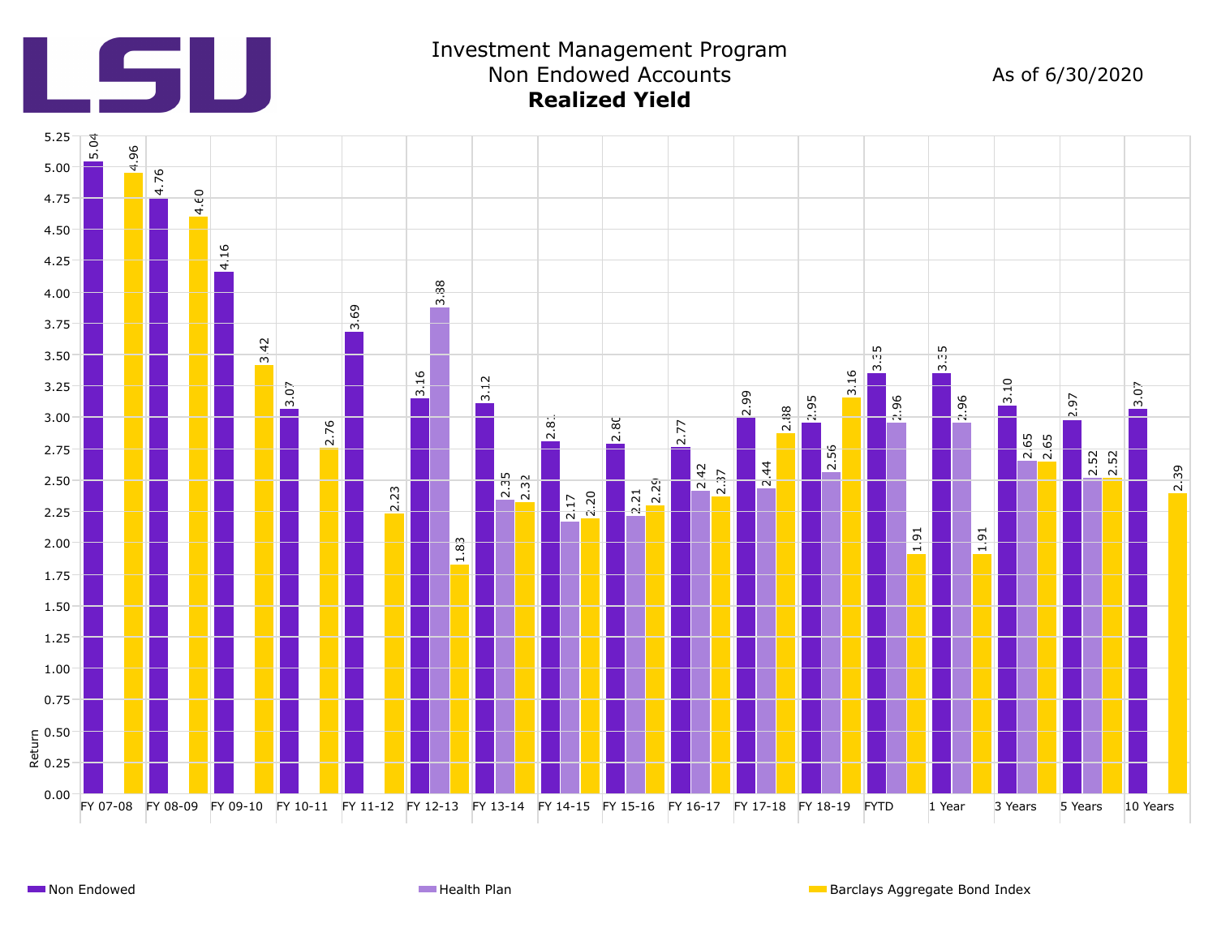# Investment Management Program
## Non Endowed Accounts
## **Realized Yield**

As of 6/30/2020

| Period | Non Endowed | Health Plan | Barclays Aggregate Bond Index |
|---|---|---|---|
| FY 07-08 | 5.04 | | 4.96 |
| FY 08-09 | 4.76 | | 4.60 |
| FY 09-10 | 4.16 | | 3.42 |
| FY 10-11 | 3.07 | | 2.76 |
| FY 11-12 | 3.69 | | 2.23 |
| FY 12-13 | 3.16 | 3.88 | 1.83 |
| FY 13-14 | 3.12 | 2.35 | 2.32 |
| FY 14-15 | 2.81 | 2.17 | 2.20 |
| FY 15-16 | 2.80 | 2.21 | 2.29 |
| FY 16-17 | 2.77 | 2.42 | 2.37 |
| FY 17-18 | 2.99 | 2.44 | 2.88 |
| FY 18-19 | 2.95 | 2.56 | 3.16 |
| FYTD | 3.35 | 2.96 | 1.91 |
| 1 Year | 3.35 | 2.96 | 1.91 |
| 3 Years | 3.10 | 2.65 | 2.65 |
| 5 Years | 2.97 | 2.52 | 2.52 |
| 10 Years | 3.07 | | 2.39 |

Return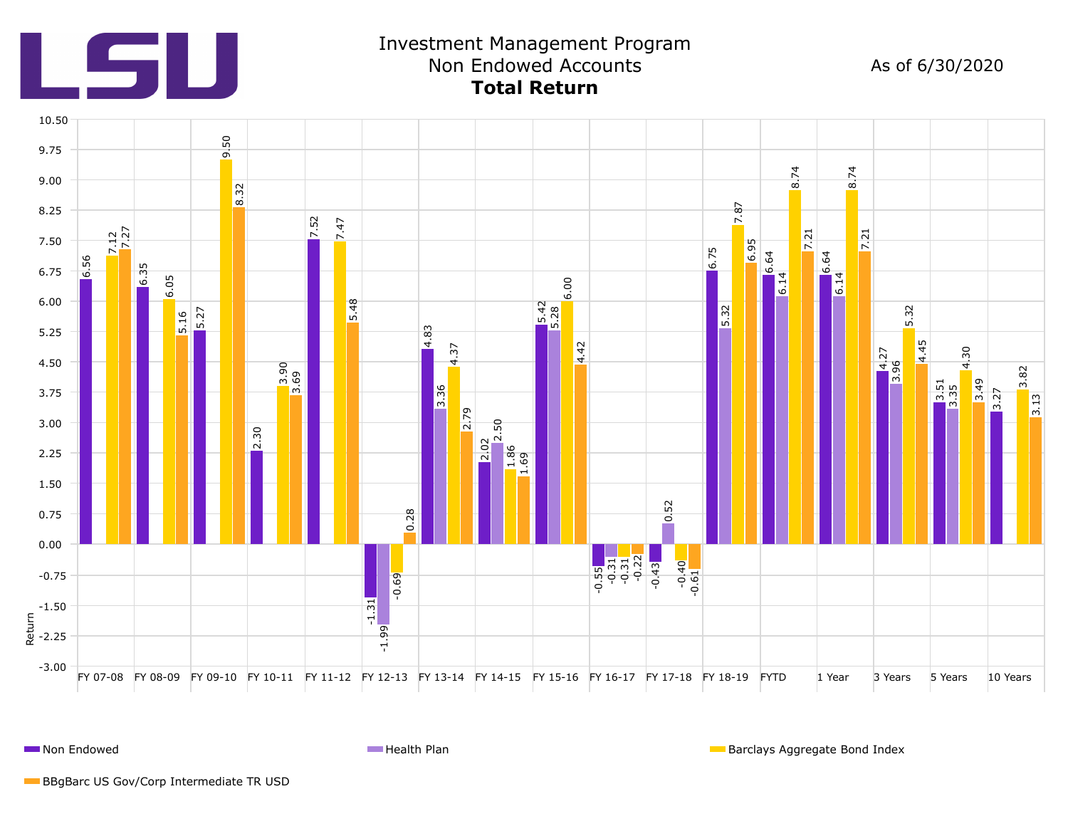# Investment Management Program
## Non Endowed Accounts
### **Total Return**

As of 6/30/2020

| Period | Non Endowed | Health Plan | Barclays Aggregate Bond Index | BBgBarc US Gov/Corp Intermediate TR USD |
|---|---|---|---|---|
| FY 07-08 | 6.56 | | 7.12 | 7.27 |
| FY 08-09 | 6.35 | | 6.05 | 5.16 |
| FY 09-10 | 5.27 | | 9.50 | 8.32 |
| FY 10-11 | 2.30 | | 3.90 | 3.69 |
| FY 11-12 | 7.52 | | 7.47 | 5.48 |
| FY 12-13 | -1.31 | -1.99 | -0.69 | 0.28 |
| FY 13-14 | 4.83 | 3.36 | 4.37 | 2.79 |
| FY 14-15 | 2.02 | 2.50 | 1.86 | 1.69 |
| FY 15-16 | 5.42 | 5.28 | 6.00 | 4.42 |
| FY 16-17 | -0.55 | -0.31 | -0.31 | -0.22 |
| FY 17-18 | -0.43 | 0.52 | -0.40 | -0.61 |
| FY 18-19 | 6.75 | 5.32 | 7.87 | 6.95 |
| FYTD | 6.64 | 6.14 | 8.74 | 7.21 |
| 1 Year | 6.64 | 6.14 | 8.74 | 7.21 |
| 3 Years | 4.27 | 3.96 | 5.32 | 4.45 |
| 5 Years | 3.51 | 3.35 | 4.30 | 3.49 |
| 10 Years | 3.27 | | 3.82 | 3.13 |

Return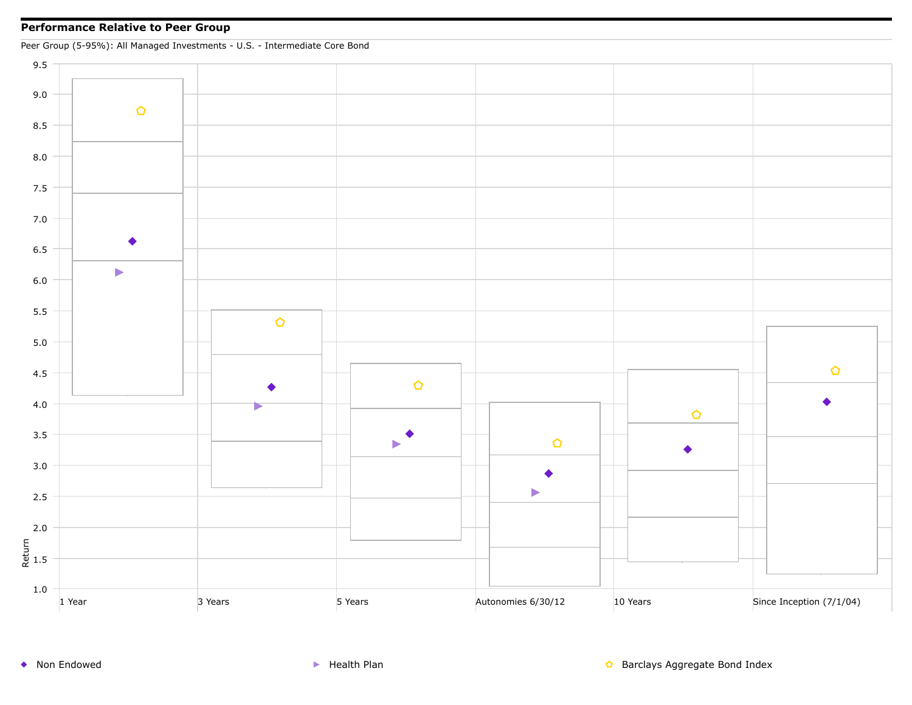**Performance Relative to Peer Group**

Peer Group (5-95%): All Managed Investments - U.S. - Intermediate Core Bond

Return

9.5
9.0
8.5
8.0
7.5
7.0
6.5
6.0
5.5
5.0
4.5
4.0
3.5
3.0
2.5
2.0
1.5
1.0

1 Year | 3 Years | 5 Years | Autonomies 6/30/12 | 10 Years | Since Inception (7/1/04)

◆ Non Endowed ▶ Health Plan ⬠ Barclays Aggregate Bond Index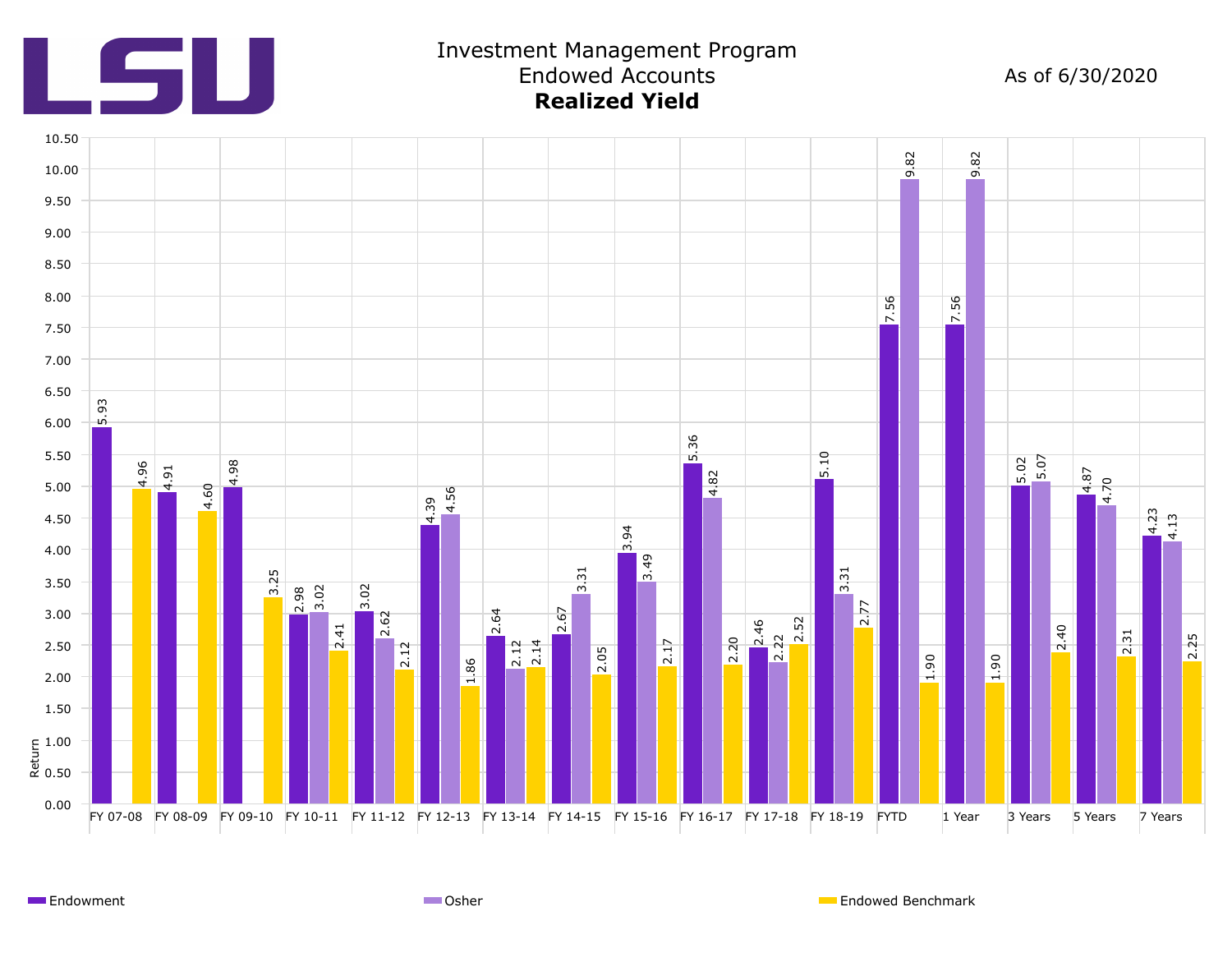LSU

# Investment Management Program
## Endowed Accounts
## **Realized Yield**

As of 6/30/2020

| Period | Endowment | Osher | Endowed Benchmark |
|---|---|---|---|
| FY 07-08 | 5.93 | | 4.96 |
| FY 08-09 | 4.91 | | 4.60 |
| FY 09-10 | 4.98 | | 3.25 |
| FY 10-11 | 2.98 | 3.02 | 2.41 |
| FY 11-12 | 3.02 | 2.62 | 2.12 |
| FY 12-13 | 4.39 | 4.56 | 1.86 |
| FY 13-14 | 2.64 | 2.12 | 2.14 |
| FY 14-15 | 2.67 | 3.31 | 2.05 |
| FY 15-16 | 3.94 | 3.49 | 2.17 |
| FY 16-17 | 5.36 | 4.82 | 2.20 |
| FY 17-18 | 2.46 | 2.22 | 2.52 |
| FY 18-19 | 5.10 | 3.31 | 2.77 |
| FYTD | 7.56 | 9.82 | 1.90 |
| 1 Year | 7.56 | 9.82 | 1.90 |
| 3 Years | 5.02 | 5.07 | 2.40 |
| 5 Years | 4.87 | 4.70 | 2.31 |
| 7 Years | 4.23 | 4.13 | 2.25 |

Return

Endowment | Osher | Endowed Benchmark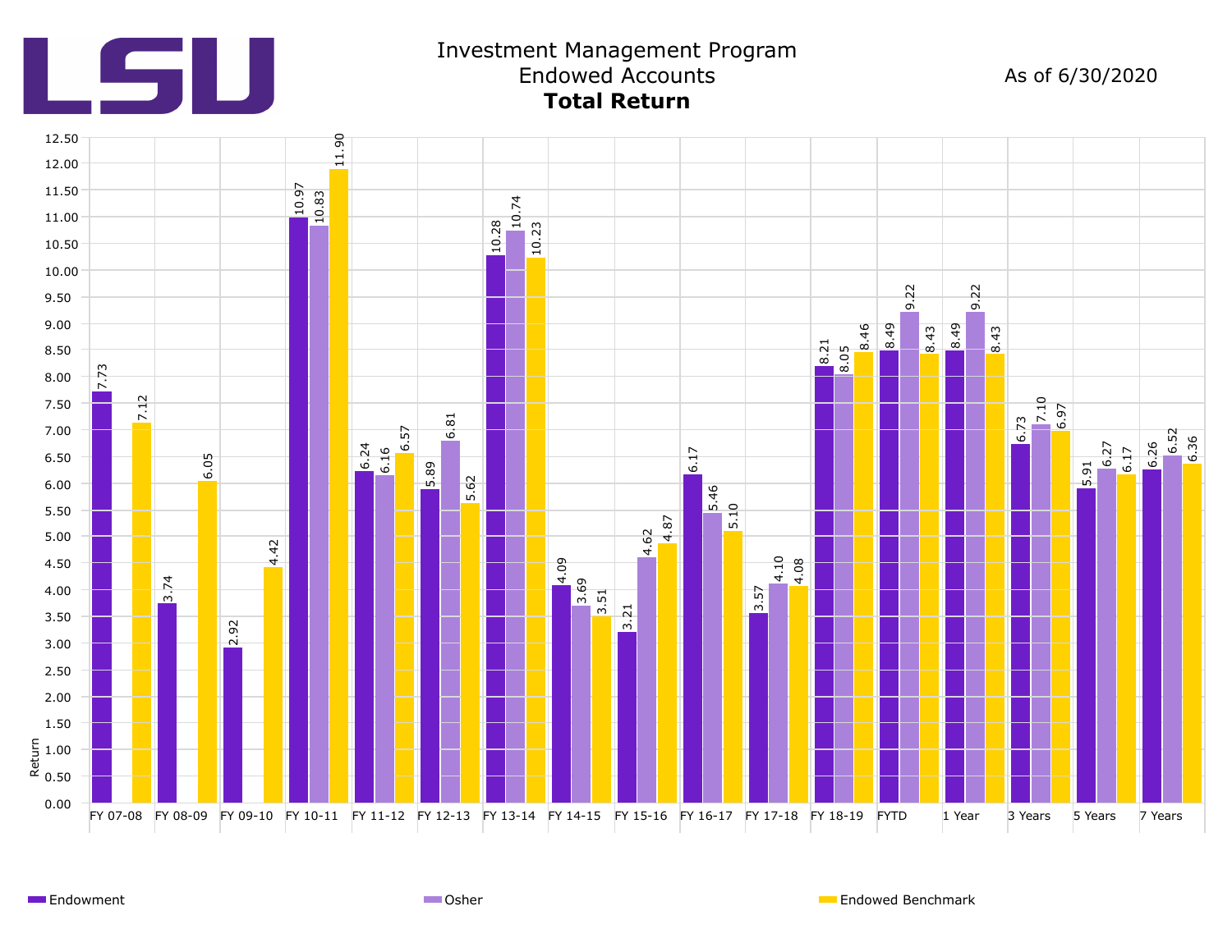LSU

# Investment Management Program
## Endowed Accounts
**Total Return**

As of 6/30/2020

Return

12.50
12.00
11.50
11.00
10.50
10.00
9.50
9.00
8.50
8.00
7.50
7.00
6.50
6.00
5.50
5.00
4.50
4.00
3.50
3.00
2.50
2.00
1.50
1.00
0.50
0.00

FY 07-08: 7.73, 7.12
FY 08-09: 3.74, 6.05
FY 09-10: 2.92, 4.42
FY 10-11: 10.97, 10.83, 11.90
FY 11-12: 6.24, 6.16, 6.57
FY 12-13: 5.89, 6.81, 5.62
FY 13-14: 10.28, 10.74, 10.23
FY 14-15: 4.09, 3.69, 3.51
FY 15-16: 3.21, 4.62, 4.87
FY 16-17: 6.17, 5.46, 5.10
FY 17-18: 3.57, 4.10, 4.08
FY 18-19: 8.21, 8.05, 8.46
FYTD: 8.49, 9.22, 8.43
1 Year: 8.49, 9.22, 8.43
3 Years: 6.73, 7.10, 6.97
5 Years: 5.91, 6.27, 6.17
7 Years: 6.26, 6.52, 6.36

Endowment
Osher
Endowed Benchmark